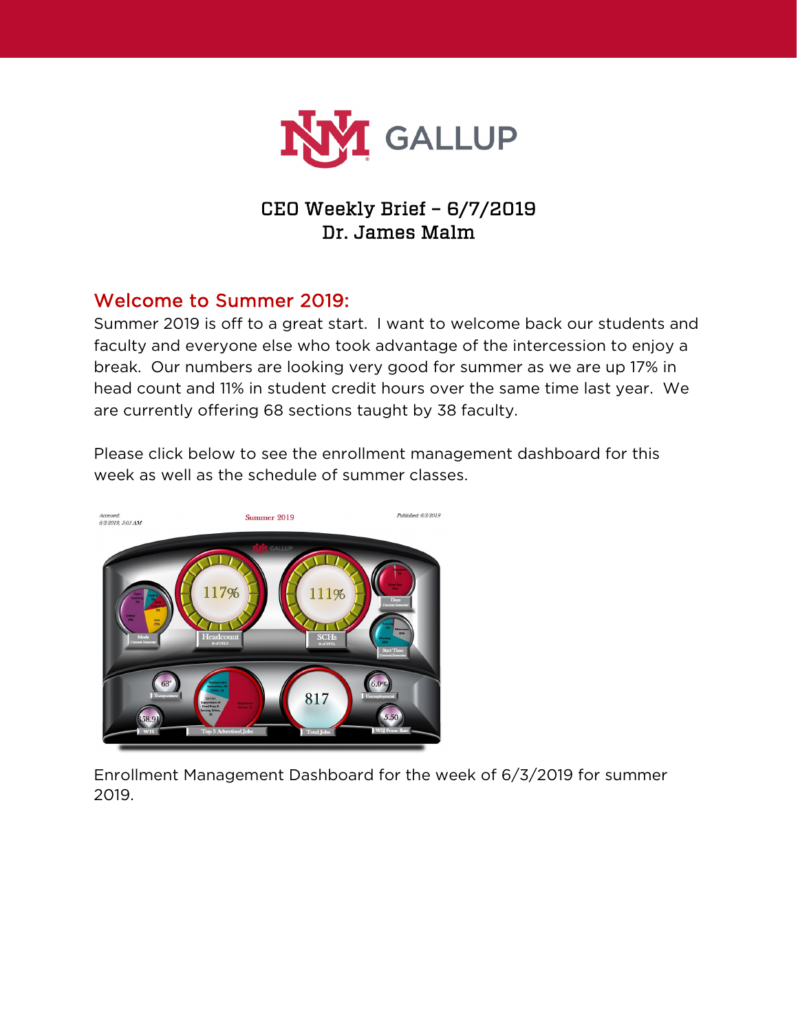# CEO Weekly Brief – 6/7/2019
## Dr. James Malm

## Welcome to Summer 2019:

Summer 2019 is off to a great start. I want to welcome back our students and faculty and everyone else who took advantage of the intercession to enjoy a break. Our numbers are looking very good for summer as we are up 17% in head count and 11% in student credit hours over the same time last year. We are currently offering 68 sections taught by 38 faculty.

Please click below to see the enrollment management dashboard for this week as well as the schedule of summer classes.

Enrollment Management Dashboard for the week of 6/3/2019 for summer 2019.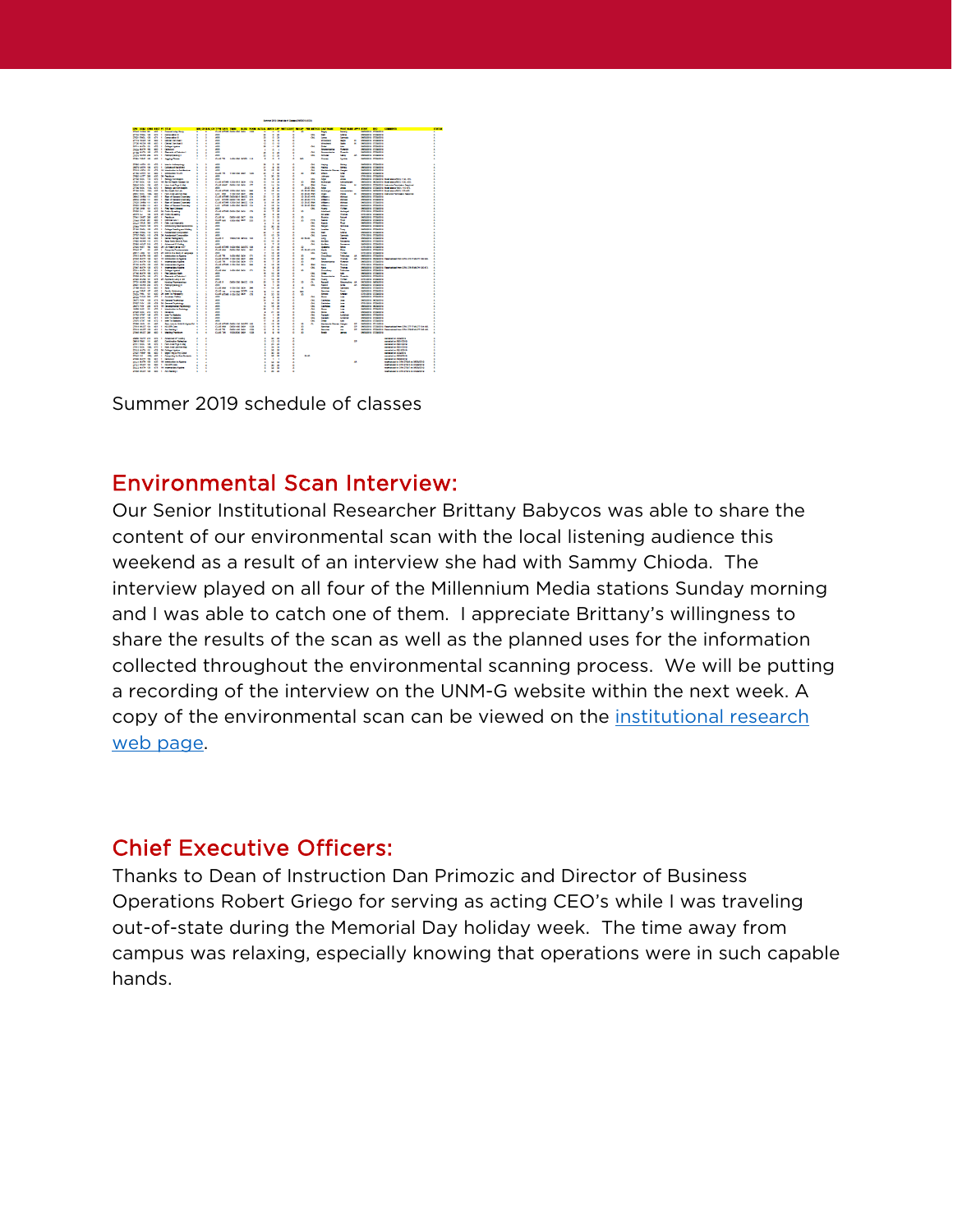Summer 2019 schedule of classes

## Environmental Scan Interview:

Our Senior Institutional Researcher Brittany Babycos was able to share the content of our environmental scan with the local listening audience this weekend as a result of an interview she had with Sammy Chioda. The interview played on all four of the Millennium Media stations Sunday morning and I was able to catch one of them. I appreciate Brittany's willingness to share the results of the scan as well as the planned uses for the information collected throughout the environmental scanning process. We will be putting a recording of the interview on the UNM-G website within the next week. A copy of the environmental scan can be viewed on the institutional research web page.

## Chief Executive Officers:

Thanks to Dean of Instruction Dan Primozic and Director of Business Operations Robert Griego for serving as acting CEO's while I was traveling out-of-state during the Memorial Day holiday week. The time away from campus was relaxing, especially knowing that operations were in such capable hands.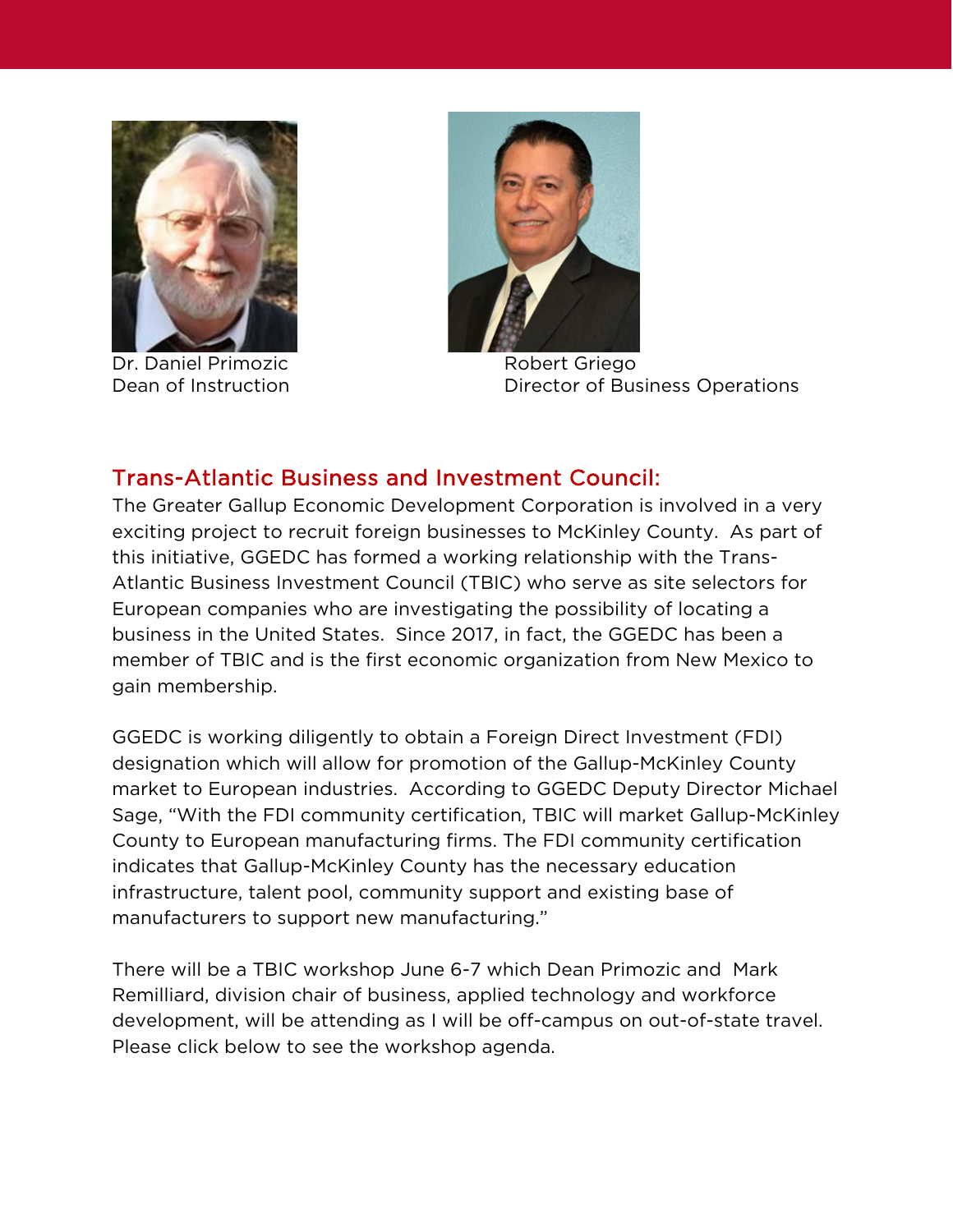Dr. Daniel Primozic
Dean of Instruction

Robert Griego
Director of Business Operations

## Trans-Atlantic Business and Investment Council:

The Greater Gallup Economic Development Corporation is involved in a very exciting project to recruit foreign businesses to McKinley County. As part of this initiative, GGEDC has formed a working relationship with the Trans-Atlantic Business Investment Council (TBIC) who serve as site selectors for European companies who are investigating the possibility of locating a business in the United States. Since 2017, in fact, the GGEDC has been a member of TBIC and is the first economic organization from New Mexico to gain membership.

GGEDC is working diligently to obtain a Foreign Direct Investment (FDI) designation which will allow for promotion of the Gallup-McKinley County market to European industries. According to GGEDC Deputy Director Michael Sage, "With the FDI community certification, TBIC will market Gallup-McKinley County to European manufacturing firms. The FDI community certification indicates that Gallup-McKinley County has the necessary education infrastructure, talent pool, community support and existing base of manufacturers to support new manufacturing."

There will be a TBIC workshop June 6-7 which Dean Primozic and Mark Remilliard, division chair of business, applied technology and workforce development, will be attending as I will be off-campus on out-of-state travel. Please click below to see the workshop agenda.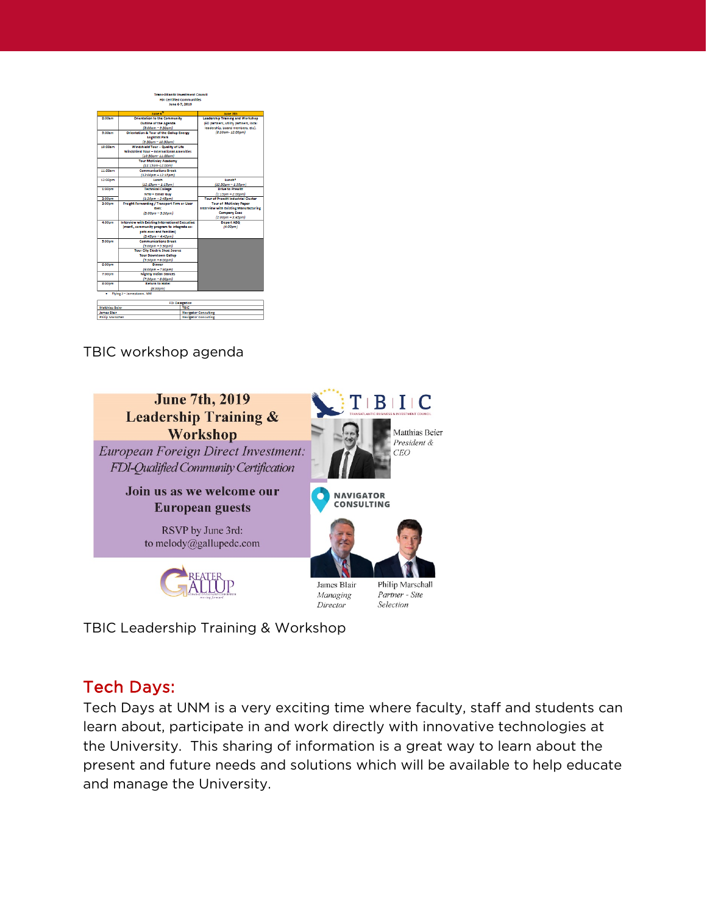TBIC workshop agenda

TBIC Leadership Training & Workshop

## Tech Days:

Tech Days at UNM is a very exciting time where faculty, staff and students can learn about, participate in and work directly with innovative technologies at the University. This sharing of information is a great way to learn about the present and future needs and solutions which will be available to help educate and manage the University.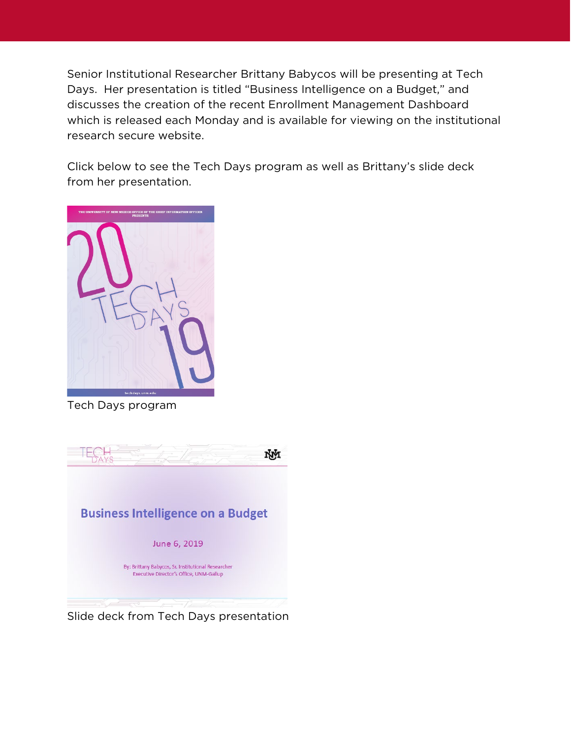Senior Institutional Researcher Brittany Babycos will be presenting at Tech Days. Her presentation is titled "Business Intelligence on a Budget," and discusses the creation of the recent Enrollment Management Dashboard which is released each Monday and is available for viewing on the institutional research secure website.

Click below to see the Tech Days program as well as Brittany's slide deck from her presentation.

Tech Days program

Slide deck from Tech Days presentation